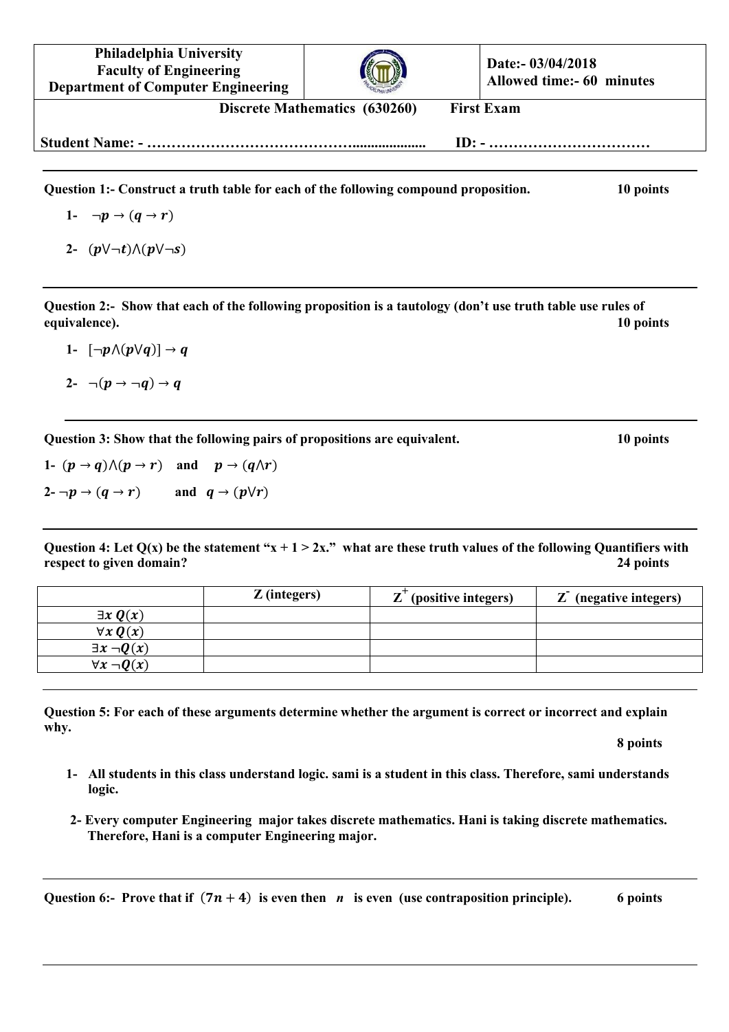| Philadelphia University<br>Faculty of Engineering<br>Department of Computer Engineering | | Date:- 03/04/2018<br>Allowed time:- 60 minutes |
|---|---|---|

**Discrete Mathematics (630260) First Exam**

**Student Name: - ……………………………………................... ID: - ……………………………**

---

**Question 1:- Construct a truth table for each of the following compound proposition. 10 points**

1- $\neg p \rightarrow (q \rightarrow r)$

2- $(p \vee \neg t) \wedge (p \vee \neg s)$

---

**Question 2:- Show that each of the following proposition is a tautology (don't use truth table use rules of equivalence). 10 points**

1- $[\neg p \wedge (p \vee q)] \rightarrow q$

2- $\neg(p \rightarrow \neg q) \rightarrow q$

---

**Question 3: Show that the following pairs of propositions are equivalent. 10 points**

1- $(p \rightarrow q) \wedge (p \rightarrow r)$ and $p \rightarrow (q \wedge r)$

2- $\neg p \rightarrow (q \rightarrow r)$ and $q \rightarrow (p \vee r)$

---

**Question 4: Let Q(x) be the statement "x + 1 > 2x." what are these truth values of the following Quantifiers with respect to given domain? 24 points**

| | Z (integers) | $Z^+$ (positive integers) | $Z^-$ (negative integers) |
|---|---|---|---|
| $\exists x\, Q(x)$ | | | |
| $\forall x\, Q(x)$ | | | |
| $\exists x\, \neg Q(x)$ | | | |
| $\forall x\, \neg Q(x)$ | | | |

---

**Question 5: For each of these arguments determine whether the argument is correct or incorrect and explain why.**

**8 points**

1- **All students in this class understand logic. sami is a student in this class. Therefore, sami understands logic.**

2- **Every computer Engineering major takes discrete mathematics. Hani is taking discrete mathematics. Therefore, Hani is a computer Engineering major.**

---

**Question 6:- Prove that if $(7n + 4)$ is even then $n$ is even (use contraposition principle). 6 points**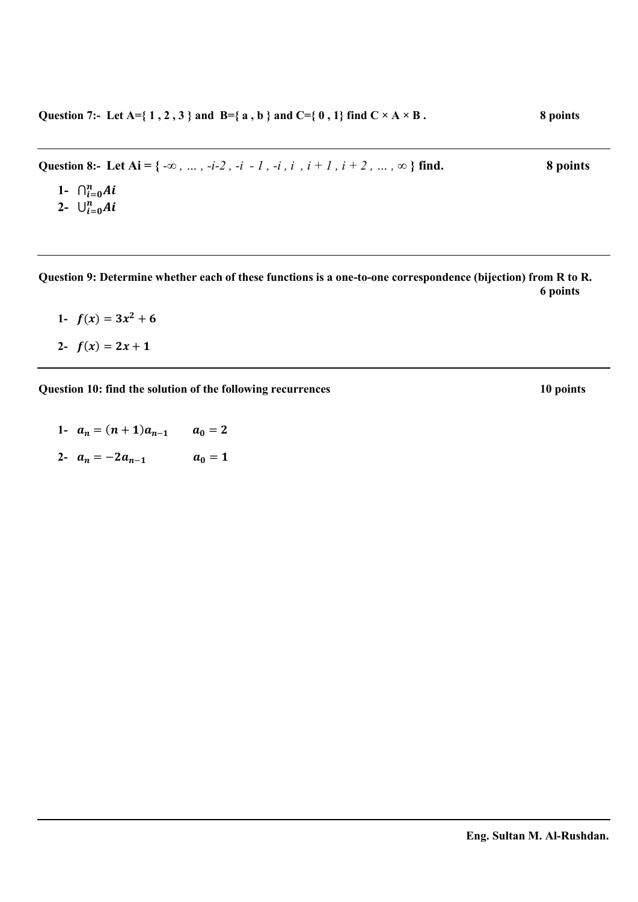**Question 7:- Let A={ 1 , 2 , 3 } and B={ a , b } and C={ 0 , 1} find C × A × B .** **8 points**

---

**Question 8:- Let Ai = {** *-∞ , … , -i-2 , -i - 1 , -i , i , i + 1 , i + 2 , … , ∞* **} find.** **8 points**

1- $\bigcap_{i=0}^{n} Ai$
2- $\bigcup_{i=0}^{n} Ai$

---

**Question 9: Determine whether each of these functions is a one-to-one correspondence (bijection) from R to R.** **6 points**

1- $f(x) = 3x^2 + 6$

2- $f(x) = 2x + 1$

---

**Question 10: find the solution of the following recurrences** **10 points**

1- $a_n = (n+1)a_{n-1} \qquad a_0 = 2$

2- $a_n = -2a_{n-1} \qquad a_0 = 1$

---

**Eng. Sultan M. Al-Rushdan.**